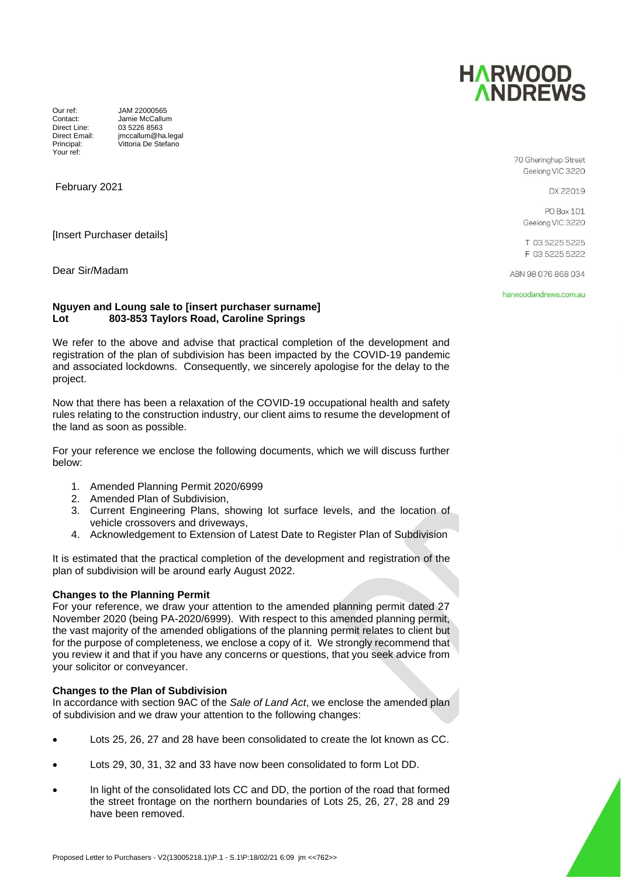HARWOOD ANDREWS

Our ref: JAM 22000565
Contact: Jamie McCallum
Direct Line: 03 5226 8563
Direct Email: jmccallum@ha.legal
Principal: Vittoria De Stefano
Your ref:

70 Gheringhap Street
Geelong VIC 3220

DX 22019

PO Box 101
Geelong VIC 3220

T 03 5225 5225
F 03 5225 5222

ABN 98 076 868 034

harwoodandrews.com.au

February 2021

[Insert Purchaser details]

Dear Sir/Madam

**Nguyen and Loung sale to [insert purchaser surname]**
**Lot 803-853 Taylors Road, Caroline Springs**

We refer to the above and advise that practical completion of the development and registration of the plan of subdivision has been impacted by the COVID-19 pandemic and associated lockdowns. Consequently, we sincerely apologise for the delay to the project.

Now that there has been a relaxation of the COVID-19 occupational health and safety rules relating to the construction industry, our client aims to resume the development of the land as soon as possible.

For your reference we enclose the following documents, which we will discuss further below:

1. Amended Planning Permit 2020/6999
2. Amended Plan of Subdivision,
3. Current Engineering Plans, showing lot surface levels, and the location of vehicle crossovers and driveways,
4. Acknowledgement to Extension of Latest Date to Register Plan of Subdivision

It is estimated that the practical completion of the development and registration of the plan of subdivision will be around early August 2022.

**Changes to the Planning Permit**
For your reference, we draw your attention to the amended planning permit dated 27 November 2020 (being PA-2020/6999). With respect to this amended planning permit, the vast majority of the amended obligations of the planning permit relates to client but for the purpose of completeness, we enclose a copy of it. We strongly recommend that you review it and that if you have any concerns or questions, that you seek advice from your solicitor or conveyancer.

**Changes to the Plan of Subdivision**
In accordance with section 9AC of the *Sale of Land Act*, we enclose the amended plan of subdivision and we draw your attention to the following changes:

- Lots 25, 26, 27 and 28 have been consolidated to create the lot known as CC.
- Lots 29, 30, 31, 32 and 33 have now been consolidated to form Lot DD.
- In light of the consolidated lots CC and DD, the portion of the road that formed the street frontage on the northern boundaries of Lots 25, 26, 27, 28 and 29 have been removed.

Proposed Letter to Purchasers - V2(13005218.1)\P.1 - S.1\P:18/02/21 6:09 jm <<762>>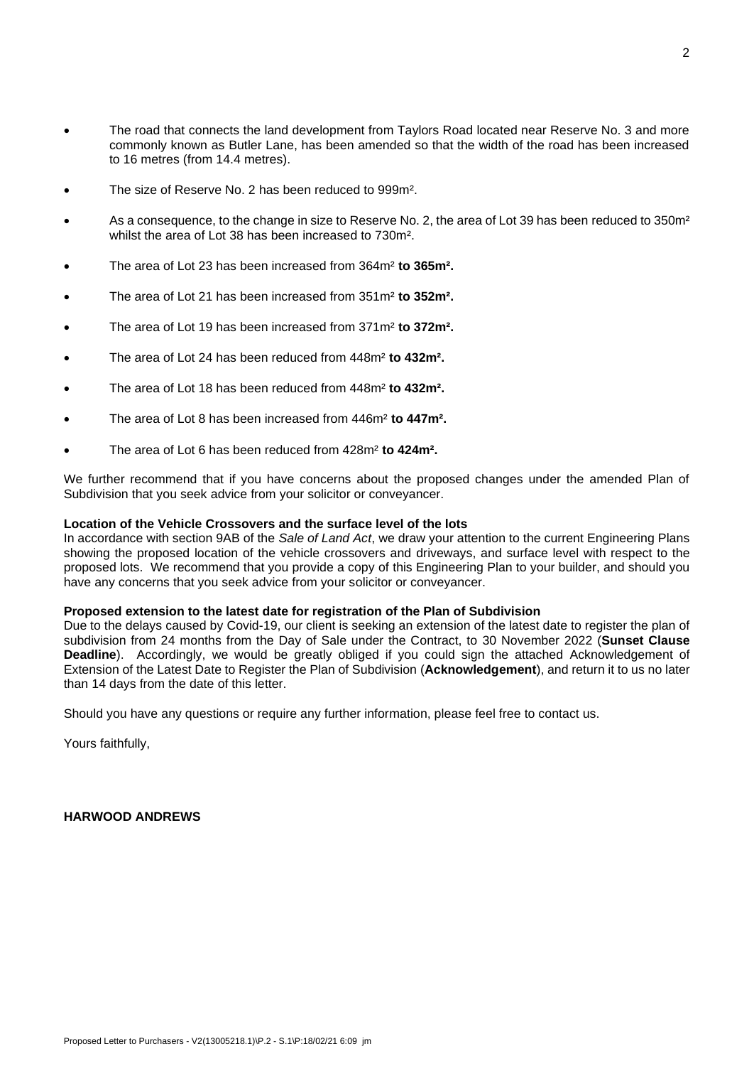- The road that connects the land development from Taylors Road located near Reserve No. 3 and more commonly known as Butler Lane, has been amended so that the width of the road has been increased to 16 metres (from 14.4 metres).
- The size of Reserve No. 2 has been reduced to 999m².
- As a consequence, to the change in size to Reserve No. 2, the area of Lot 39 has been reduced to 350m² whilst the area of Lot 38 has been increased to 730m².
- The area of Lot 23 has been increased from 364m² **to 365m².**
- The area of Lot 21 has been increased from 351m² **to 352m².**
- The area of Lot 19 has been increased from 371m² **to 372m².**
- The area of Lot 24 has been reduced from 448m² **to 432m².**
- The area of Lot 18 has been reduced from 448m² **to 432m².**
- The area of Lot 8 has been increased from 446m² **to 447m².**
- The area of Lot 6 has been reduced from 428m² **to 424m².**

We further recommend that if you have concerns about the proposed changes under the amended Plan of Subdivision that you seek advice from your solicitor or conveyancer.

**Location of the Vehicle Crossovers and the surface level of the lots**

In accordance with section 9AB of the *Sale of Land Act*, we draw your attention to the current Engineering Plans showing the proposed location of the vehicle crossovers and driveways, and surface level with respect to the proposed lots. We recommend that you provide a copy of this Engineering Plan to your builder, and should you have any concerns that you seek advice from your solicitor or conveyancer.

**Proposed extension to the latest date for registration of the Plan of Subdivision**

Due to the delays caused by Covid-19, our client is seeking an extension of the latest date to register the plan of subdivision from 24 months from the Day of Sale under the Contract, to 30 November 2022 (**Sunset Clause Deadline**). Accordingly, we would be greatly obliged if you could sign the attached Acknowledgement of Extension of the Latest Date to Register the Plan of Subdivision (**Acknowledgement**), and return it to us no later than 14 days from the date of this letter.

Should you have any questions or require any further information, please feel free to contact us.

Yours faithfully,

**HARWOOD ANDREWS**

Proposed Letter to Purchasers - V2(13005218.1)\P.2 - S.1\P:18/02/21 6:09 jm